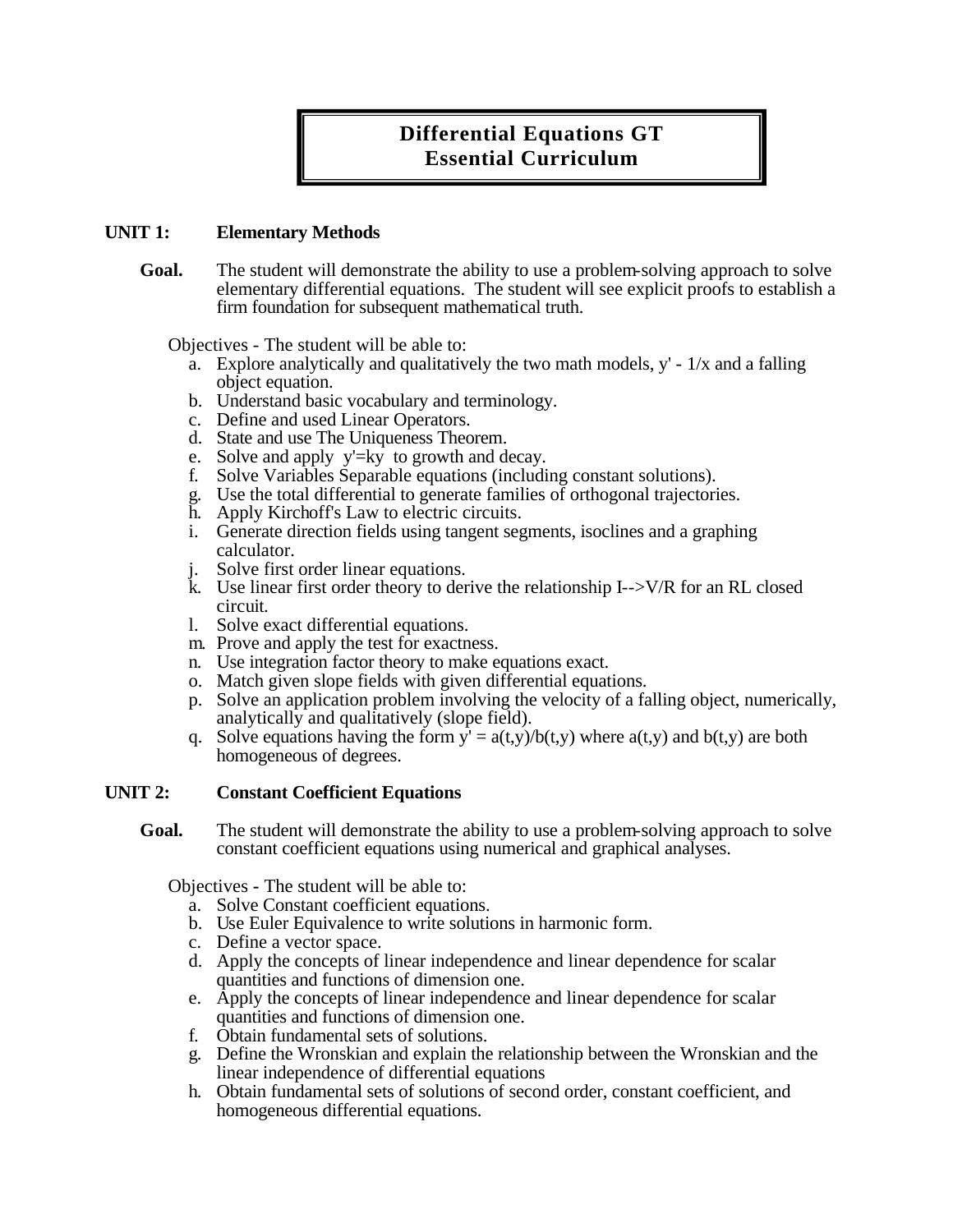# Differential Equations GT
# Essential Curriculum

## UNIT 1: Elementary Methods

**Goal.** The student will demonstrate the ability to use a problem-solving approach to solve elementary differential equations. The student will see explicit proofs to establish a firm foundation for subsequent mathematical truth.

Objectives - The student will be able to:

a. Explore analytically and qualitatively the two math models, $y' - 1/x$ and a falling object equation.
b. Understand basic vocabulary and terminology.
c. Define and used Linear Operators.
d. State and use The Uniqueness Theorem.
e. Solve and apply $y'=ky$ to growth and decay.
f. Solve Variables Separable equations (including constant solutions).
g. Use the total differential to generate families of orthogonal trajectories.
h. Apply Kirchoff's Law to electric circuits.
i. Generate direction fields using tangent segments, isoclines and a graphing calculator.
j. Solve first order linear equations.
k. Use linear first order theory to derive the relationship I-->V/R for an RL closed circuit.
l. Solve exact differential equations.
m. Prove and apply the test for exactness.
n. Use integration factor theory to make equations exact.
o. Match given slope fields with given differential equations.
p. Solve an application problem involving the velocity of a falling object, numerically, analytically and qualitatively (slope field).
q. Solve equations having the form $y' = a(t,y)/b(t,y)$ where $a(t,y)$ and $b(t,y)$ are both homogeneous of degrees.

## UNIT 2: Constant Coefficient Equations

**Goal.** The student will demonstrate the ability to use a problem-solving approach to solve constant coefficient equations using numerical and graphical analyses.

Objectives - The student will be able to:

a. Solve Constant coefficient equations.
b. Use Euler Equivalence to write solutions in harmonic form.
c. Define a vector space.
d. Apply the concepts of linear independence and linear dependence for scalar quantities and functions of dimension one.
e. Apply the concepts of linear independence and linear dependence for scalar quantities and functions of dimension one.
f. Obtain fundamental sets of solutions.
g. Define the Wronskian and explain the relationship between the Wronskian and the linear independence of differential equations
h. Obtain fundamental sets of solutions of second order, constant coefficient, and homogeneous differential equations.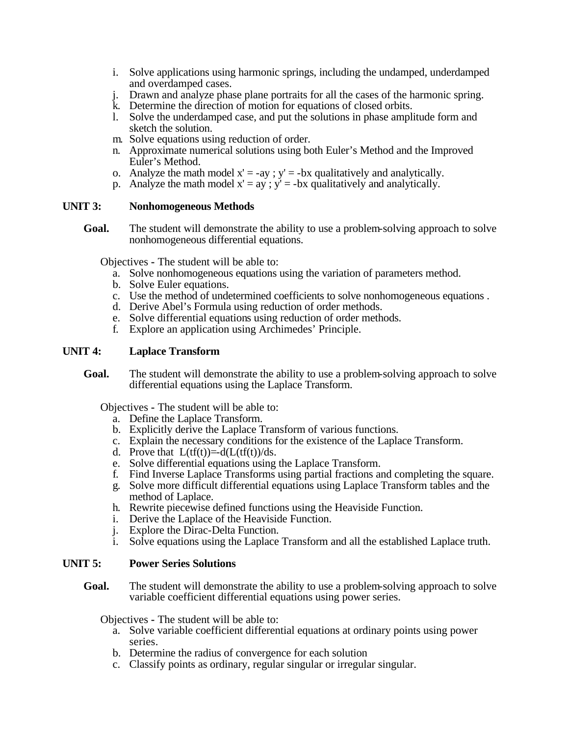i. Solve applications using harmonic springs, including the undamped, underdamped and overdamped cases.
j. Drawn and analyze phase plane portraits for all the cases of the harmonic spring.
k. Determine the direction of motion for equations of closed orbits.
l. Solve the underdamped case, and put the solutions in phase amplitude form and sketch the solution.
m. Solve equations using reduction of order.
n. Approximate numerical solutions using both Euler's Method and the Improved Euler's Method.
o. Analyze the math model $x' = -ay$ ; $y' = -bx$ qualitatively and analytically.
p. Analyze the math model $x' = ay$ ; $y' = -bx$ qualitatively and analytically.

## UNIT 3: Nonhomogeneous Methods

**Goal.** The student will demonstrate the ability to use a problem-solving approach to solve nonhomogeneous differential equations.

Objectives - The student will be able to:

a. Solve nonhomogeneous equations using the variation of parameters method.
b. Solve Euler equations.
c. Use the method of undetermined coefficients to solve nonhomogeneous equations .
d. Derive Abel's Formula using reduction of order methods.
e. Solve differential equations using reduction of order methods.
f. Explore an application using Archimedes' Principle.

## UNIT 4: Laplace Transform

**Goal.** The student will demonstrate the ability to use a problem-solving approach to solve differential equations using the Laplace Transform.

Objectives - The student will be able to:

a. Define the Laplace Transform.
b. Explicitly derive the Laplace Transform of various functions.
c. Explain the necessary conditions for the existence of the Laplace Transform.
d. Prove that $L(tf(t))=-d(L(tf(t))/ds$.
e. Solve differential equations using the Laplace Transform.
f. Find Inverse Laplace Transforms using partial fractions and completing the square.
g. Solve more difficult differential equations using Laplace Transform tables and the method of Laplace.
h. Rewrite piecewise defined functions using the Heaviside Function.
i. Derive the Laplace of the Heaviside Function.
j. Explore the Dirac-Delta Function.
i. Solve equations using the Laplace Transform and all the established Laplace truth.

## UNIT 5: Power Series Solutions

**Goal.** The student will demonstrate the ability to use a problem-solving approach to solve variable coefficient differential equations using power series.

Objectives - The student will be able to:

a. Solve variable coefficient differential equations at ordinary points using power series.
b. Determine the radius of convergence for each solution
c. Classify points as ordinary, regular singular or irregular singular.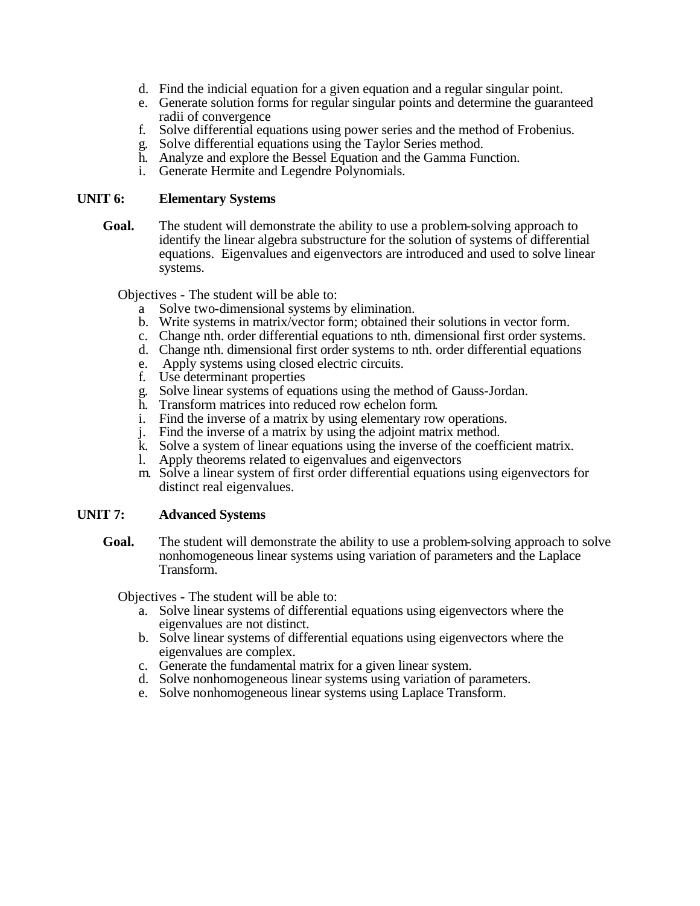d. Find the indicial equation for a given equation and a regular singular point.
e. Generate solution forms for regular singular points and determine the guaranteed radii of convergence
f. Solve differential equations using power series and the method of Frobenius.
g. Solve differential equations using the Taylor Series method.
h. Analyze and explore the Bessel Equation and the Gamma Function.
i. Generate Hermite and Legendre Polynomials.

## UNIT 6: Elementary Systems

**Goal.** The student will demonstrate the ability to use a problem-solving approach to identify the linear algebra substructure for the solution of systems of differential equations. Eigenvalues and eigenvectors are introduced and used to solve linear systems.

Objectives - The student will be able to:

a Solve two-dimensional systems by elimination.
b. Write systems in matrix/vector form; obtained their solutions in vector form.
c. Change nth. order differential equations to nth. dimensional first order systems.
d. Change nth. dimensional first order systems to nth. order differential equations
e. Apply systems using closed electric circuits.
f. Use determinant properties
g. Solve linear systems of equations using the method of Gauss-Jordan.
h. Transform matrices into reduced row echelon form.
i. Find the inverse of a matrix by using elementary row operations.
j. Find the inverse of a matrix by using the adjoint matrix method.
k. Solve a system of linear equations using the inverse of the coefficient matrix.
l. Apply theorems related to eigenvalues and eigenvectors
m. Solve a linear system of first order differential equations using eigenvectors for distinct real eigenvalues.

## UNIT 7: Advanced Systems

**Goal.** The student will demonstrate the ability to use a problem-solving approach to solve nonhomogeneous linear systems using variation of parameters and the Laplace Transform.

Objectives - The student will be able to:

a. Solve linear systems of differential equations using eigenvectors where the eigenvalues are not distinct.
b. Solve linear systems of differential equations using eigenvectors where the eigenvalues are complex.
c. Generate the fundamental matrix for a given linear system.
d. Solve nonhomogeneous linear systems using variation of parameters.
e. Solve nonhomogeneous linear systems using Laplace Transform.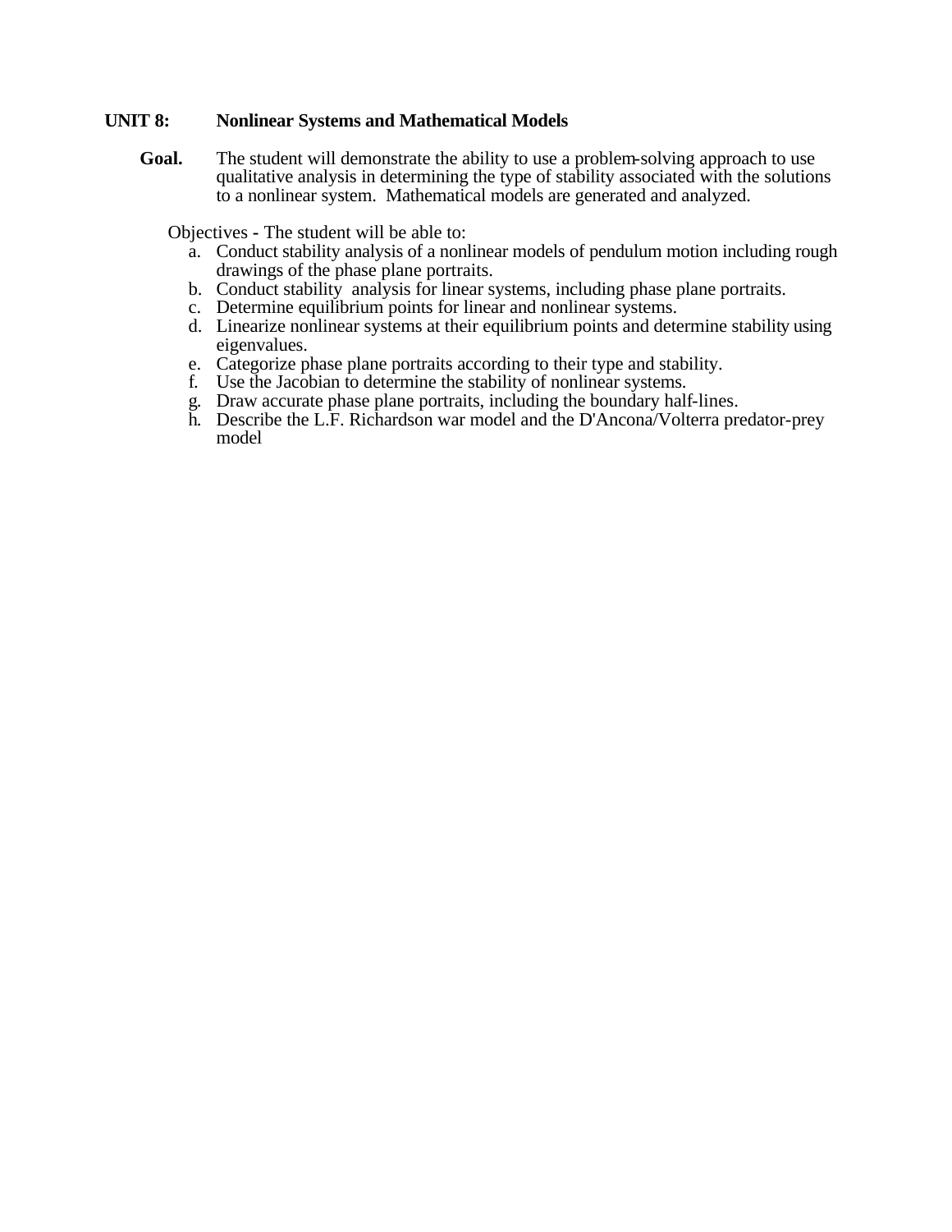## UNIT 8: Nonlinear Systems and Mathematical Models

**Goal.** The student will demonstrate the ability to use a problem-solving approach to use qualitative analysis in determining the type of stability associated with the solutions to a nonlinear system. Mathematical models are generated and analyzed.

Objectives - The student will be able to:

a. Conduct stability analysis of a nonlinear models of pendulum motion including rough drawings of the phase plane portraits.
b. Conduct stability analysis for linear systems, including phase plane portraits.
c. Determine equilibrium points for linear and nonlinear systems.
d. Linearize nonlinear systems at their equilibrium points and determine stability using eigenvalues.
e. Categorize phase plane portraits according to their type and stability.
f. Use the Jacobian to determine the stability of nonlinear systems.
g. Draw accurate phase plane portraits, including the boundary half-lines.
h. Describe the L.F. Richardson war model and the D'Ancona/Volterra predator-prey model